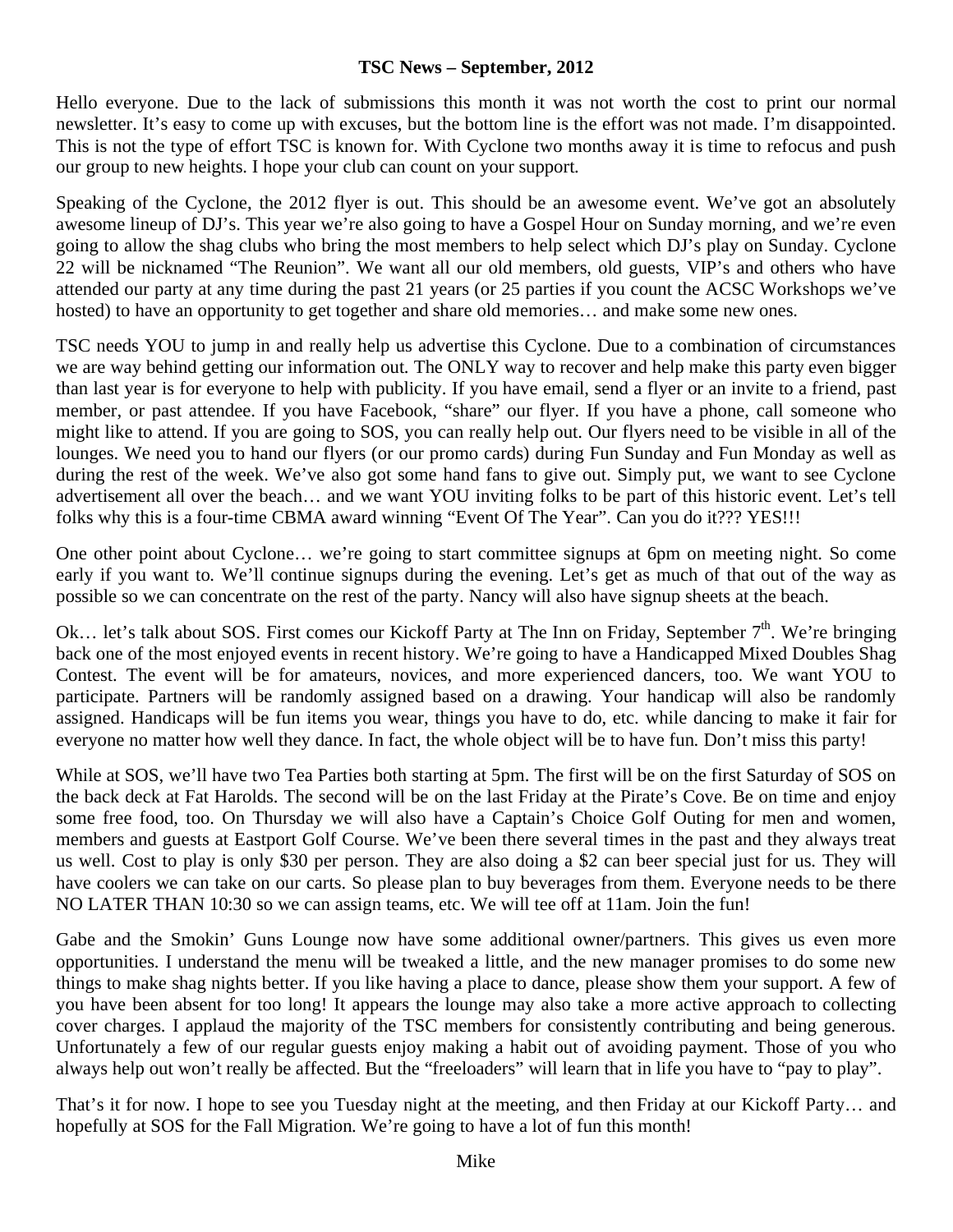# TSC News – September, 2012

Hello everyone. Due to the lack of submissions this month it was not worth the cost to print our normal newsletter. It's easy to come up with excuses, but the bottom line is the effort was not made. I'm disappointed. This is not the type of effort TSC is known for. With Cyclone two months away it is time to refocus and push our group to new heights. I hope your club can count on your support.

Speaking of the Cyclone, the 2012 flyer is out. This should be an awesome event. We've got an absolutely awesome lineup of DJ's. This year we're also going to have a Gospel Hour on Sunday morning, and we're even going to allow the shag clubs who bring the most members to help select which DJ's play on Sunday. Cyclone 22 will be nicknamed "The Reunion". We want all our old members, old guests, VIP's and others who have attended our party at any time during the past 21 years (or 25 parties if you count the ACSC Workshops we've hosted) to have an opportunity to get together and share old memories… and make some new ones.

TSC needs YOU to jump in and really help us advertise this Cyclone. Due to a combination of circumstances we are way behind getting our information out. The ONLY way to recover and help make this party even bigger than last year is for everyone to help with publicity. If you have email, send a flyer or an invite to a friend, past member, or past attendee. If you have Facebook, "share" our flyer. If you have a phone, call someone who might like to attend. If you are going to SOS, you can really help out. Our flyers need to be visible in all of the lounges. We need you to hand our flyers (or our promo cards) during Fun Sunday and Fun Monday as well as during the rest of the week. We've also got some hand fans to give out. Simply put, we want to see Cyclone advertisement all over the beach… and we want YOU inviting folks to be part of this historic event. Let's tell folks why this is a four-time CBMA award winning "Event Of The Year". Can you do it??? YES!!!

One other point about Cyclone… we're going to start committee signups at 6pm on meeting night. So come early if you want to. We'll continue signups during the evening. Let's get as much of that out of the way as possible so we can concentrate on the rest of the party. Nancy will also have signup sheets at the beach.

Ok… let's talk about SOS. First comes our Kickoff Party at The Inn on Friday, September 7th. We're bringing back one of the most enjoyed events in recent history. We're going to have a Handicapped Mixed Doubles Shag Contest. The event will be for amateurs, novices, and more experienced dancers, too. We want YOU to participate. Partners will be randomly assigned based on a drawing. Your handicap will also be randomly assigned. Handicaps will be fun items you wear, things you have to do, etc. while dancing to make it fair for everyone no matter how well they dance. In fact, the whole object will be to have fun. Don't miss this party!

While at SOS, we'll have two Tea Parties both starting at 5pm. The first will be on the first Saturday of SOS on the back deck at Fat Harolds. The second will be on the last Friday at the Pirate's Cove. Be on time and enjoy some free food, too. On Thursday we will also have a Captain's Choice Golf Outing for men and women, members and guests at Eastport Golf Course. We've been there several times in the past and they always treat us well. Cost to play is only $30 per person. They are also doing a $2 can beer special just for us. They will have coolers we can take on our carts. So please plan to buy beverages from them. Everyone needs to be there NO LATER THAN 10:30 so we can assign teams, etc. We will tee off at 11am. Join the fun!

Gabe and the Smokin' Guns Lounge now have some additional owner/partners. This gives us even more opportunities. I understand the menu will be tweaked a little, and the new manager promises to do some new things to make shag nights better. If you like having a place to dance, please show them your support. A few of you have been absent for too long! It appears the lounge may also take a more active approach to collecting cover charges. I applaud the majority of the TSC members for consistently contributing and being generous. Unfortunately a few of our regular guests enjoy making a habit out of avoiding payment. Those of you who always help out won't really be affected. But the "freeloaders" will learn that in life you have to "pay to play".

That's it for now. I hope to see you Tuesday night at the meeting, and then Friday at our Kickoff Party… and hopefully at SOS for the Fall Migration. We're going to have a lot of fun this month!

Mike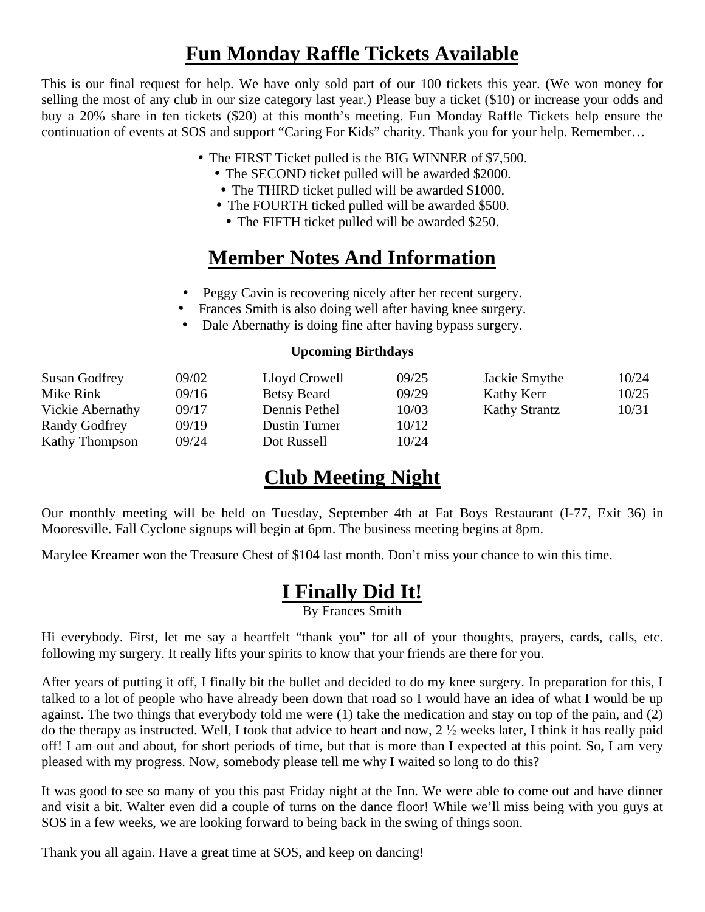# Fun Monday Raffle Tickets Available

This is our final request for help. We have only sold part of our 100 tickets this year. (We won money for selling the most of any club in our size category last year.) Please buy a ticket ($10) or increase your odds and buy a 20% share in ten tickets ($20) at this month's meeting. Fun Monday Raffle Tickets help ensure the continuation of events at SOS and support "Caring For Kids" charity. Thank you for your help. Remember…

- The FIRST Ticket pulled is the BIG WINNER of $7,500.
- The SECOND ticket pulled will be awarded $2000.
- The THIRD ticket pulled will be awarded $1000.
- The FOURTH ticked pulled will be awarded $500.
- The FIFTH ticket pulled will be awarded $250.

# Member Notes And Information

- Peggy Cavin is recovering nicely after her recent surgery.
- Frances Smith is also doing well after having knee surgery.
- Dale Abernathy is doing fine after having bypass surgery.

**Upcoming Birthdays**

| | | | | | |
|---|---|---|---|---|---|
| Susan Godfrey | 09/02 | Lloyd Crowell | 09/25 | Jackie Smythe | 10/24 |
| Mike Rink | 09/16 | Betsy Beard | 09/29 | Kathy Kerr | 10/25 |
| Vickie Abernathy | 09/17 | Dennis Pethel | 10/03 | Kathy Strantz | 10/31 |
| Randy Godfrey | 09/19 | Dustin Turner | 10/12 | | |
| Kathy Thompson | 09/24 | Dot Russell | 10/24 | | |

# Club Meeting Night

Our monthly meeting will be held on Tuesday, September 4th at Fat Boys Restaurant (I-77, Exit 36) in Mooresville. Fall Cyclone signups will begin at 6pm. The business meeting begins at 8pm.

Marylee Kreamer won the Treasure Chest of $104 last month. Don't miss your chance to win this time.

# I Finally Did It!

By Frances Smith

Hi everybody. First, let me say a heartfelt "thank you" for all of your thoughts, prayers, cards, calls, etc. following my surgery. It really lifts your spirits to know that your friends are there for you.

After years of putting it off, I finally bit the bullet and decided to do my knee surgery. In preparation for this, I talked to a lot of people who have already been down that road so I would have an idea of what I would be up against. The two things that everybody told me were (1) take the medication and stay on top of the pain, and (2) do the therapy as instructed. Well, I took that advice to heart and now, 2 ½ weeks later, I think it has really paid off! I am out and about, for short periods of time, but that is more than I expected at this point. So, I am very pleased with my progress. Now, somebody please tell me why I waited so long to do this?

It was good to see so many of you this past Friday night at the Inn. We were able to come out and have dinner and visit a bit. Walter even did a couple of turns on the dance floor! While we'll miss being with you guys at SOS in a few weeks, we are looking forward to being back in the swing of things soon.

Thank you all again. Have a great time at SOS, and keep on dancing!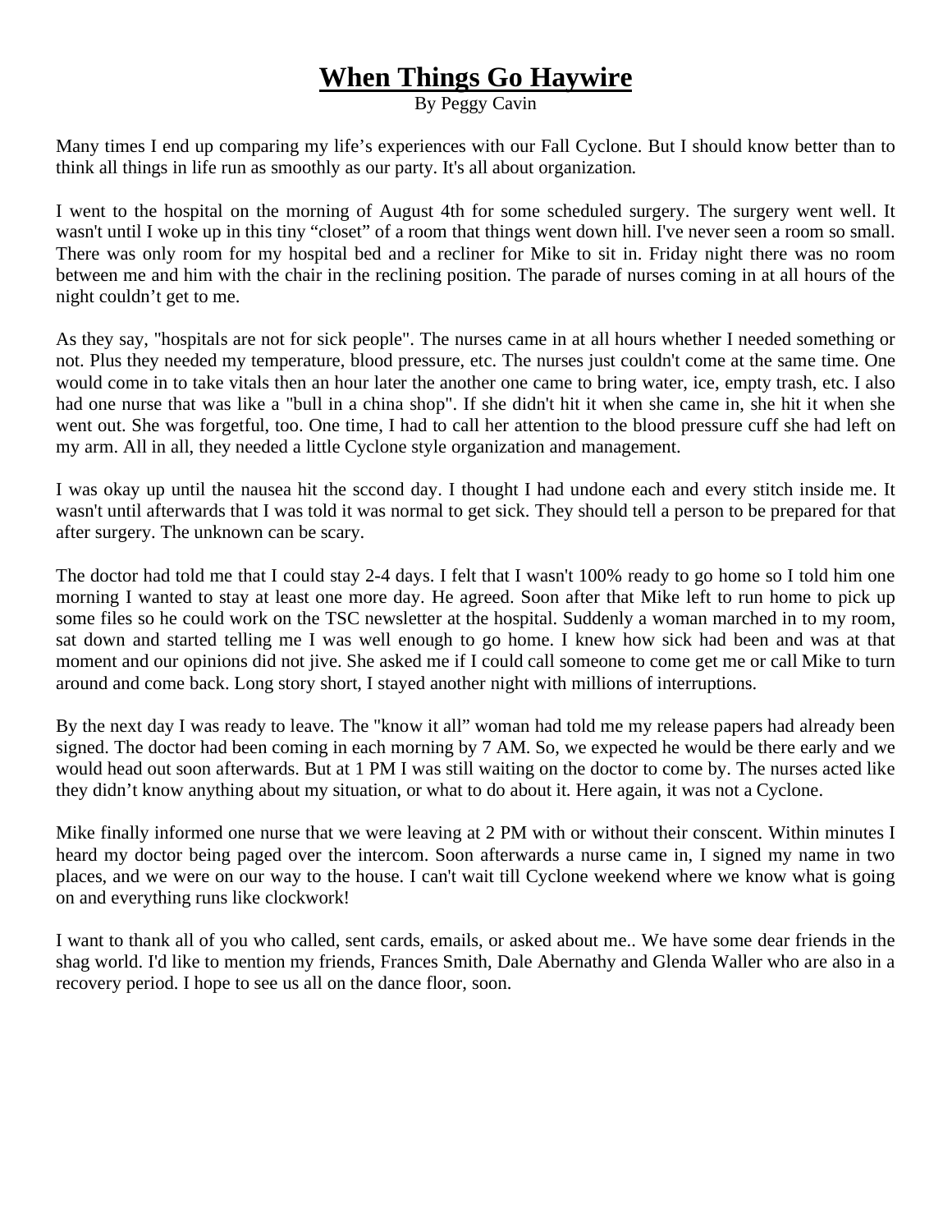# When Things Go Haywire

By Peggy Cavin

Many times I end up comparing my life's experiences with our Fall Cyclone. But I should know better than to think all things in life run as smoothly as our party. It's all about organization.

I went to the hospital on the morning of August 4th for some scheduled surgery. The surgery went well. It wasn't until I woke up in this tiny "closet" of a room that things went down hill. I've never seen a room so small. There was only room for my hospital bed and a recliner for Mike to sit in. Friday night there was no room between me and him with the chair in the reclining position. The parade of nurses coming in at all hours of the night couldn't get to me.

As they say, "hospitals are not for sick people". The nurses came in at all hours whether I needed something or not. Plus they needed my temperature, blood pressure, etc. The nurses just couldn't come at the same time. One would come in to take vitals then an hour later the another one came to bring water, ice, empty trash, etc. I also had one nurse that was like a "bull in a china shop". If she didn't hit it when she came in, she hit it when she went out. She was forgetful, too. One time, I had to call her attention to the blood pressure cuff she had left on my arm. All in all, they needed a little Cyclone style organization and management.

I was okay up until the nausea hit the sccond day. I thought I had undone each and every stitch inside me. It wasn't until afterwards that I was told it was normal to get sick. They should tell a person to be prepared for that after surgery. The unknown can be scary.

The doctor had told me that I could stay 2-4 days. I felt that I wasn't 100% ready to go home so I told him one morning I wanted to stay at least one more day. He agreed. Soon after that Mike left to run home to pick up some files so he could work on the TSC newsletter at the hospital. Suddenly a woman marched in to my room, sat down and started telling me I was well enough to go home. I knew how sick had been and was at that moment and our opinions did not jive. She asked me if I could call someone to come get me or call Mike to turn around and come back. Long story short, I stayed another night with millions of interruptions.

By the next day I was ready to leave. The "know it all" woman had told me my release papers had already been signed. The doctor had been coming in each morning by 7 AM. So, we expected he would be there early and we would head out soon afterwards. But at 1 PM I was still waiting on the doctor to come by. The nurses acted like they didn't know anything about my situation, or what to do about it. Here again, it was not a Cyclone.

Mike finally informed one nurse that we were leaving at 2 PM with or without their conscent. Within minutes I heard my doctor being paged over the intercom. Soon afterwards a nurse came in, I signed my name in two places, and we were on our way to the house. I can't wait till Cyclone weekend where we know what is going on and everything runs like clockwork!

I want to thank all of you who called, sent cards, emails, or asked about me.. We have some dear friends in the shag world. I'd like to mention my friends, Frances Smith, Dale Abernathy and Glenda Waller who are also in a recovery period. I hope to see us all on the dance floor, soon.